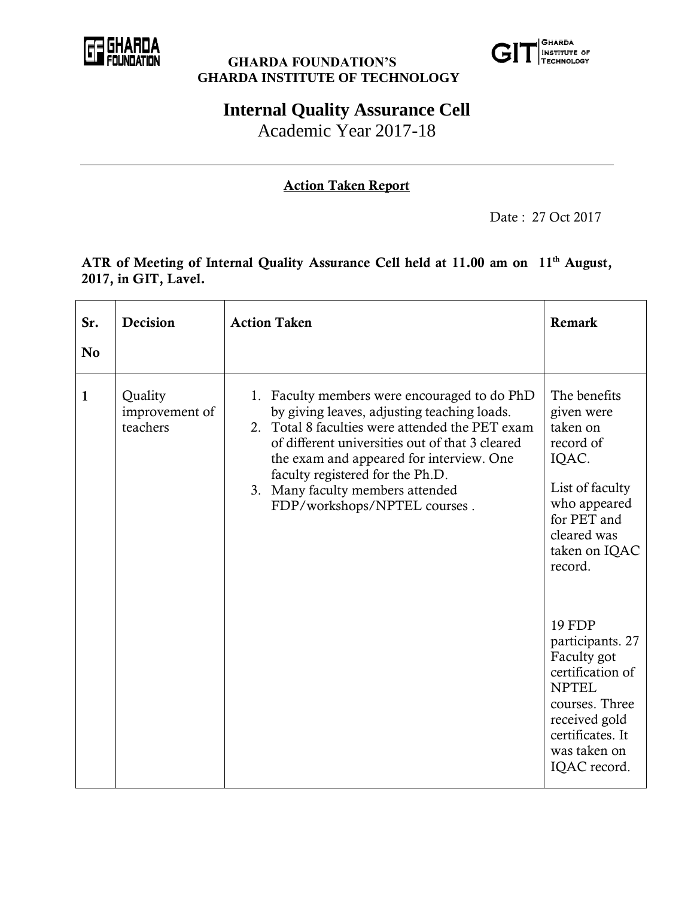**GHARDA FOUNDATION'S**
**GHARDA INSTITUTE OF TECHNOLOGY**

# Internal Quality Assurance Cell

Academic Year 2017-18

---

## Action Taken Report

Date : 27 Oct 2017

**ATR of Meeting of Internal Quality Assurance Cell held at 11.00 am on 11th August, 2017, in GIT, Lavel.**

| Sr. No | Decision | Action Taken | Remark |
|---|---|---|---|
| 1 | Quality improvement of teachers | 1. Faculty members were encouraged to do PhD by giving leaves, adjusting teaching loads.<br>2. Total 8 faculties were attended the PET exam of different universities out of that 3 cleared the exam and appeared for interview. One faculty registered for the Ph.D.<br>3. Many faculty members attended FDP/workshops/NPTEL courses . | The benefits given were taken on record of IQAC.<br><br>List of faculty who appeared for PET and cleared was taken on IQAC record.<br><br>19 FDP participants. 27 Faculty got certification of NPTEL courses. Three received gold certificates. It was taken on IQAC record. |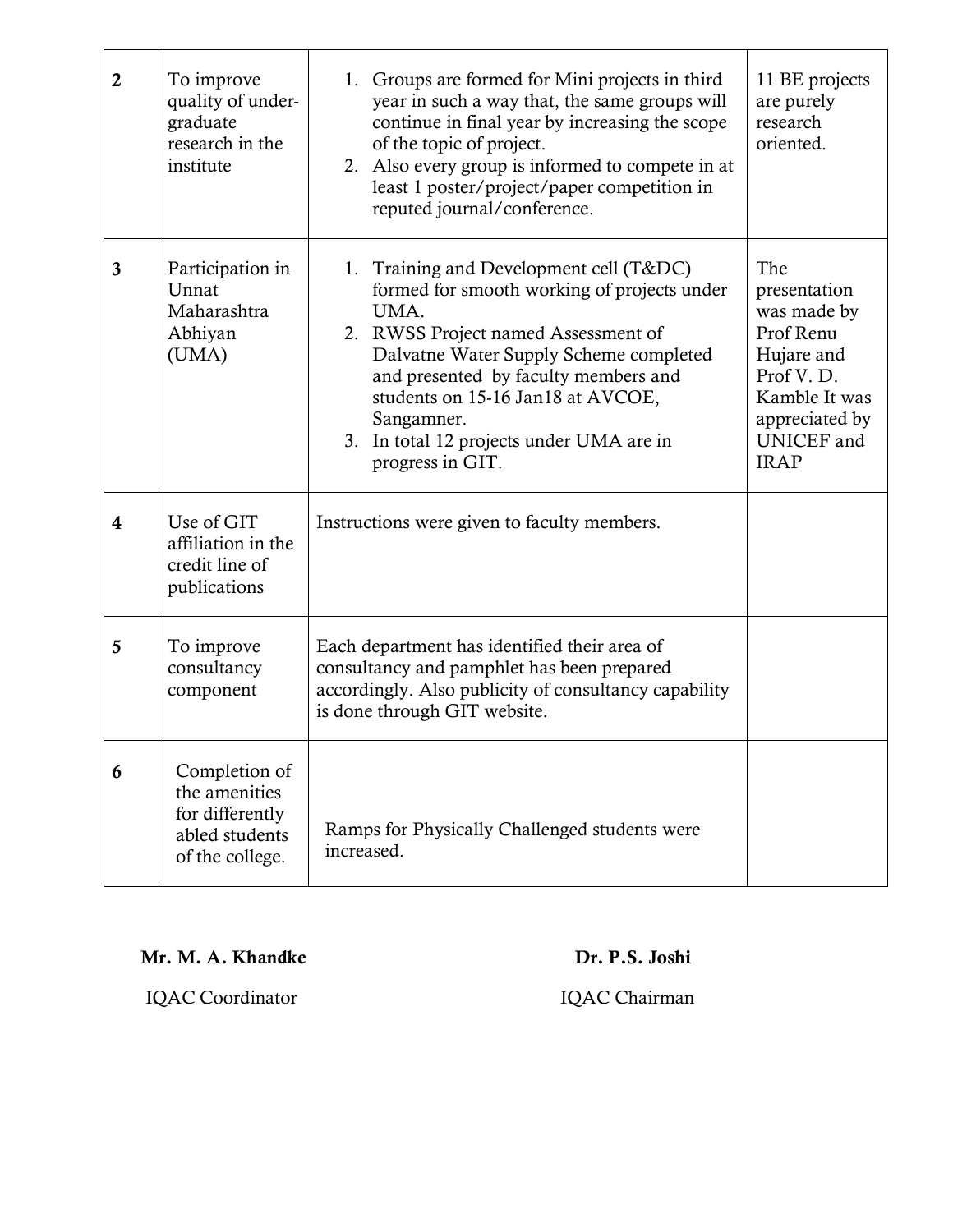| | | | |
|---|---|---|---|
| **2** | To improve quality of under-graduate research in the institute | 1. Groups are formed for Mini projects in third year in such a way that, the same groups will continue in final year by increasing the scope of the topic of project.<br>2. Also every group is informed to compete in at least 1 poster/project/paper competition in reputed journal/conference. | 11 BE projects are purely research oriented. |
| **3** | Participation in Unnat Maharashtra Abhiyan (UMA) | 1. Training and Development cell (T&DC) formed for smooth working of projects under UMA.<br>2. RWSS Project named Assessment of Dalvatne Water Supply Scheme completed and presented by faculty members and students on 15-16 Jan18 at AVCOE, Sangamner.<br>3. In total 12 projects under UMA are in progress in GIT. | The presentation was made by Prof Renu Hujare and Prof V. D. Kamble It was appreciated by UNICEF and IRAP |
| **4** | Use of GIT affiliation in the credit line of publications | Instructions were given to faculty members. | |
| **5** | To improve consultancy component | Each department has identified their area of consultancy and pamphlet has been prepared accordingly. Also publicity of consultancy capability is done through GIT website. | |
| **6** | Completion of the amenities for differently abled students of the college. | Ramps for Physically Challenged students were increased. | |

**Mr. M. A. Khandke**
IQAC Coordinator

**Dr. P.S. Joshi**
IQAC Chairman